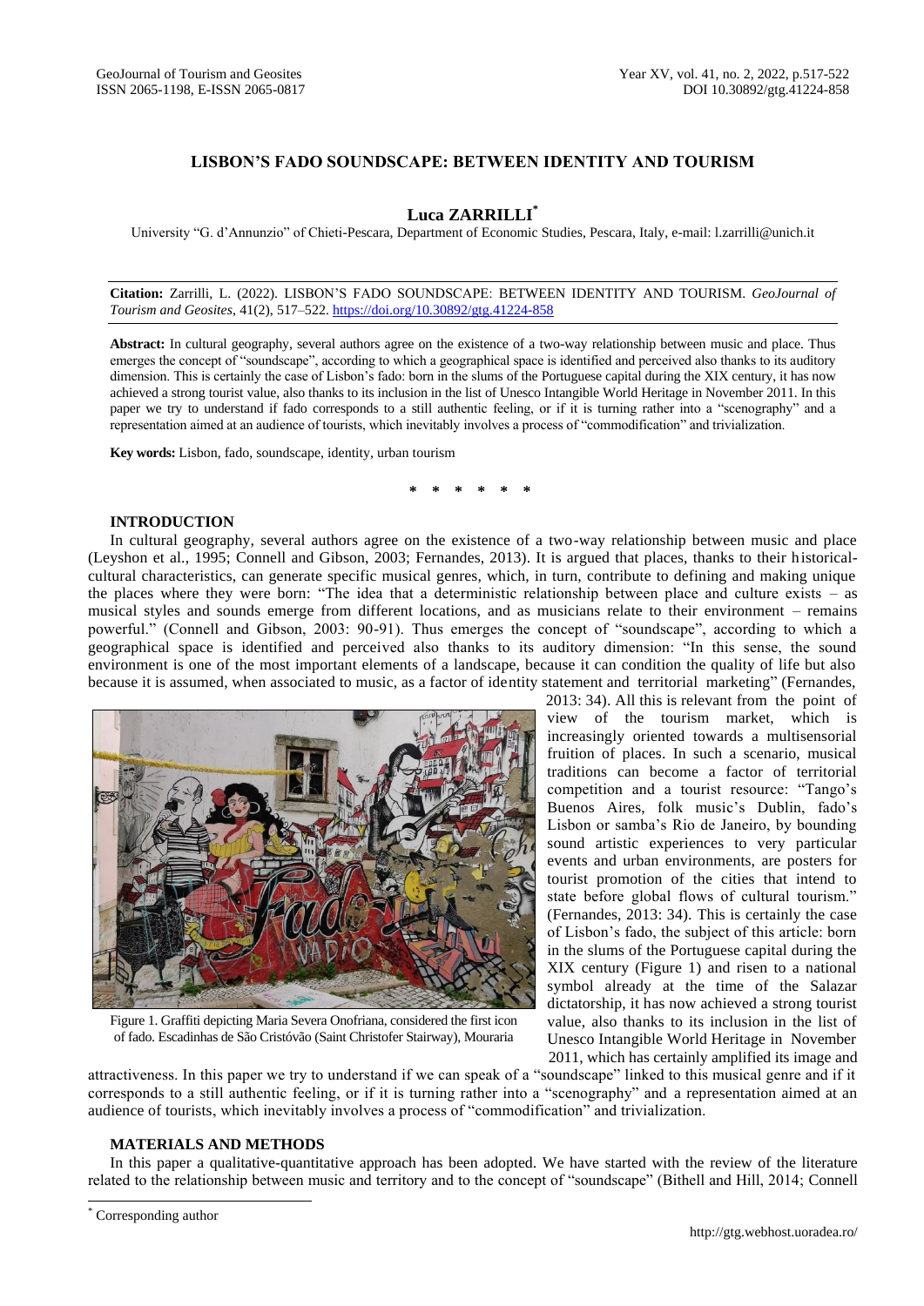# LISBON'S FADO SOUNDSCAPE: BETWEEN IDENTITY AND TOURISM

## Luca ZARRILLI[*]

University "G. d'Annunzio" of Chieti-Pescara, Department of Economic Studies, Pescara, Italy, e-mail: l.zarrilli@unich.it

**Citation:** Zarrilli, L. (2022). LISBON'S FADO SOUNDSCAPE: BETWEEN IDENTITY AND TOURISM. *GeoJournal of Tourism and Geosites*, 41(2), 517–522. https://doi.org/10.30892/gtg.41224-858

**Abstract:** In cultural geography, several authors agree on the existence of a two-way relationship between music and place. Thus emerges the concept of "soundscape", according to which a geographical space is identified and perceived also thanks to its auditory dimension. This is certainly the case of Lisbon's fado: born in the slums of the Portuguese capital during the XIX century, it has now achieved a strong tourist value, also thanks to its inclusion in the list of Unesco Intangible World Heritage in November 2011. In this paper we try to understand if fado corresponds to a still authentic feeling, or if it is turning rather into a "scenography" and a representation aimed at an audience of tourists, which inevitably involves a process of "commodification" and trivialization.

**Key words:** Lisbon, fado, soundscape, identity, urban tourism

\* \* \* \* \* \*

## INTRODUCTION

In cultural geography, several authors agree on the existence of a two-way relationship between music and place (Leyshon et al., 1995; Connell and Gibson, 2003; Fernandes, 2013). It is argued that places, thanks to their historical-cultural characteristics, can generate specific musical genres, which, in turn, contribute to defining and making unique the places where they were born: "The idea that a deterministic relationship between place and culture exists – as musical styles and sounds emerge from different locations, and as musicians relate to their environment – remains powerful." (Connell and Gibson, 2003: 90-91). Thus emerges the concept of "soundscape", according to which a geographical space is identified and perceived also thanks to its auditory dimension: "In this sense, the sound environment is one of the most important elements of a landscape, because it can condition the quality of life but also because it is assumed, when associated to music, as a factor of identity statement and territorial marketing" (Fernandes, 2013: 34). All this is relevant from the point of view of the tourism market, which is increasingly oriented towards a multisensorial fruition of places. In such a scenario, musical traditions can become a factor of territorial competition and a tourist resource: "Tango's Buenos Aires, folk music's Dublin, fado's Lisbon or samba's Rio de Janeiro, by bounding sound artistic experiences to very particular events and urban environments, are posters for tourist promotion of the cities that intend to state before global flows of cultural tourism." (Fernandes, 2013: 34). This is certainly the case of Lisbon's fado, the subject of this article: born in the slums of the Portuguese capital during the XIX century (Figure 1) and risen to a national symbol already at the time of the Salazar dictatorship, it has now achieved a strong tourist value, also thanks to its inclusion in the list of Unesco Intangible World Heritage in November 2011, which has certainly amplified its image and attractiveness. In this paper we try to understand if we can speak of a "soundscape" linked to this musical genre and if it corresponds to a still authentic feeling, or if it is turning rather into a "scenography" and a representation aimed at an audience of tourists, which inevitably involves a process of "commodification" and trivialization.

Figure 1. Graffiti depicting Maria Severa Onofriana, considered the first icon of fado. Escadinhas de São Cristóvão (Saint Christofer Stairway), Mouraria

## MATERIALS AND METHODS

In this paper a qualitative-quantitative approach has been adopted. We have started with the review of the literature related to the relationship between music and territory and to the concept of "soundscape" (Bithell and Hill, 2014; Connell

[*] Corresponding author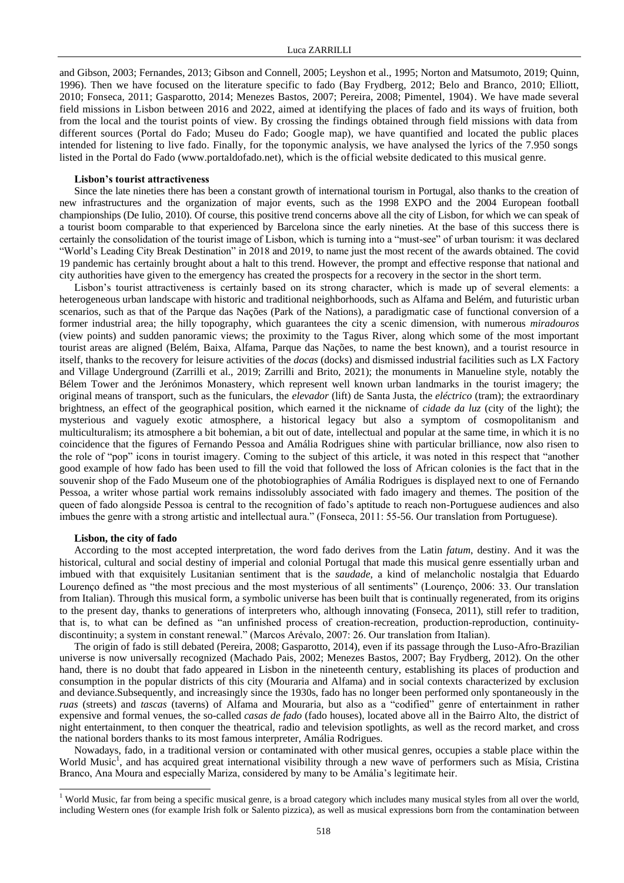and Gibson, 2003; Fernandes, 2013; Gibson and Connell, 2005; Leyshon et al., 1995; Norton and Matsumoto, 2019; Quinn, 1996). Then we have focused on the literature specific to fado (Bay Frydberg, 2012; Belo and Branco, 2010; Elliott, 2010; Fonseca, 2011; Gasparotto, 2014; Menezes Bastos, 2007; Pereira, 2008; Pimentel, 1904). We have made several field missions in Lisbon between 2016 and 2022, aimed at identifying the places of fado and its ways of fruition, both from the local and the tourist points of view. By crossing the findings obtained through field missions with data from different sources (Portal do Fado; Museu do Fado; Google map), we have quantified and located the public places intended for listening to live fado. Finally, for the toponymic analysis, we have analysed the lyrics of the 7.950 songs listed in the Portal do Fado (www.portaldofado.net), which is the official website dedicated to this musical genre.

### Lisbon's tourist attractiveness

Since the late nineties there has been a constant growth of international tourism in Portugal, also thanks to the creation of new infrastructures and the organization of major events, such as the 1998 EXPO and the 2004 European football championships (De Iulio, 2010). Of course, this positive trend concerns above all the city of Lisbon, for which we can speak of a tourist boom comparable to that experienced by Barcelona since the early nineties. At the base of this success there is certainly the consolidation of the tourist image of Lisbon, which is turning into a "must-see" of urban tourism: it was declared "World's Leading City Break Destination" in 2018 and 2019, to name just the most recent of the awards obtained. The covid 19 pandemic has certainly brought about a halt to this trend. However, the prompt and effective response that national and city authorities have given to the emergency has created the prospects for a recovery in the sector in the short term.

Lisbon's tourist attractiveness is certainly based on its strong character, which is made up of several elements: a heterogeneous urban landscape with historic and traditional neighborhoods, such as Alfama and Belém, and futuristic urban scenarios, such as that of the Parque das Nações (Park of the Nations), a paradigmatic case of functional conversion of a former industrial area; the hilly topography, which guarantees the city a scenic dimension, with numerous *miradouros* (view points) and sudden panoramic views; the proximity to the Tagus River, along which some of the most important tourist areas are aligned (Belém, Baixa, Alfama, Parque das Nações, to name the best known), and a tourist resource in itself, thanks to the recovery for leisure activities of the *docas* (docks) and dismissed industrial facilities such as LX Factory and Village Underground (Zarrilli et al., 2019; Zarrilli and Brito, 2021); the monuments in Manueline style, notably the Bélem Tower and the Jerónimos Monastery, which represent well known urban landmarks in the tourist imagery; the original means of transport, such as the funiculars, the *elevador* (lift) de Santa Justa, the *eléctrico* (tram); the extraordinary brightness, an effect of the geographical position, which earned it the nickname of *cidade da luz* (city of the light); the mysterious and vaguely exotic atmosphere, a historical legacy but also a symptom of cosmopolitanism and multiculturalism; its atmosphere a bit bohemian, a bit out of date, intellectual and popular at the same time, in which it is no coincidence that the figures of Fernando Pessoa and Amália Rodrigues shine with particular brilliance, now also risen to the role of "pop" icons in tourist imagery. Coming to the subject of this article, it was noted in this respect that "another good example of how fado has been used to fill the void that followed the loss of African colonies is the fact that in the souvenir shop of the Fado Museum one of the photobiographies of Amália Rodrigues is displayed next to one of Fernando Pessoa, a writer whose partial work remains indissolubly associated with fado imagery and themes. The position of the queen of fado alongside Pessoa is central to the recognition of fado's aptitude to reach non-Portuguese audiences and also imbues the genre with a strong artistic and intellectual aura." (Fonseca, 2011: 55-56. Our translation from Portuguese).

### Lisbon, the city of fado

According to the most accepted interpretation, the word fado derives from the Latin *fatum*, destiny. And it was the historical, cultural and social destiny of imperial and colonial Portugal that made this musical genre essentially urban and imbued with that exquisitely Lusitanian sentiment that is the *saudade*, a kind of melancholic nostalgia that Eduardo Lourenço defined as "the most precious and the most mysterious of all sentiments" (Lourenço, 2006: 33. Our translation from Italian). Through this musical form, a symbolic universe has been built that is continually regenerated, from its origins to the present day, thanks to generations of interpreters who, although innovating (Fonseca, 2011), still refer to tradition, that is, to what can be defined as "an unfinished process of creation-recreation, production-reproduction, continuity-discontinuity; a system in constant renewal." (Marcos Arévalo, 2007: 26. Our translation from Italian).

The origin of fado is still debated (Pereira, 2008; Gasparotto, 2014), even if its passage through the Luso-Afro-Brazilian universe is now universally recognized (Machado Pais, 2002; Menezes Bastos, 2007; Bay Frydberg, 2012). On the other hand, there is no doubt that fado appeared in Lisbon in the nineteenth century, establishing its places of production and consumption in the popular districts of this city (Mouraria and Alfama) and in social contexts characterized by exclusion and deviance.Subsequently, and increasingly since the 1930s, fado has no longer been performed only spontaneously in the *ruas* (streets) and *tascas* (taverns) of Alfama and Mouraria, but also as a "codified" genre of entertainment in rather expensive and formal venues, the so-called *casas de fado* (fado houses), located above all in the Bairro Alto, the district of night entertainment, to then conquer the theatrical, radio and television spotlights, as well as the record market, and cross the national borders thanks to its most famous interpreter, Amália Rodrigues.

Nowadays, fado, in a traditional version or contaminated with other musical genres, occupies a stable place within the World Music[1], and has acquired great international visibility through a new wave of performers such as Mísia, Cristina Branco, Ana Moura and especially Mariza, considered by many to be Amália's legitimate heir.

[1] World Music, far from being a specific musical genre, is a broad category which includes many musical styles from all over the world, including Western ones (for example Irish folk or Salento pizzica), as well as musical expressions born from the contamination between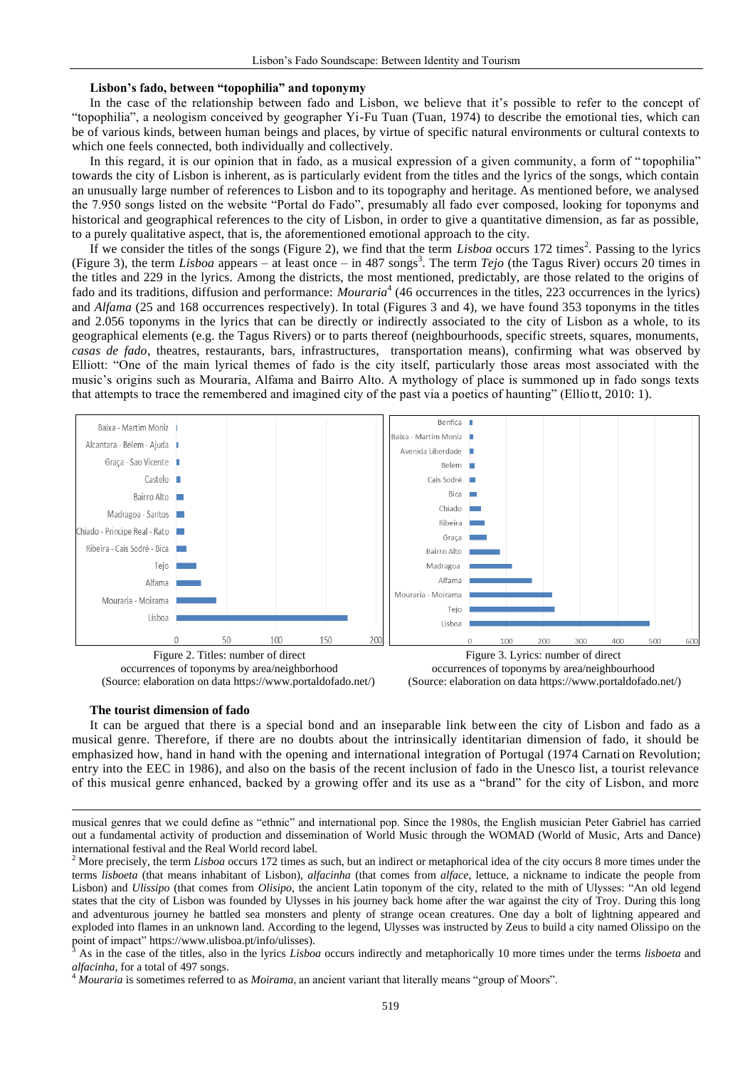### Lisbon's fado, between "topophilia" and toponymy

In the case of the relationship between fado and Lisbon, we believe that it's possible to refer to the concept of "topophilia", a neologism conceived by geographer Yi-Fu Tuan (Tuan, 1974) to describe the emotional ties, which can be of various kinds, between human beings and places, by virtue of specific natural environments or cultural contexts to which one feels connected, both individually and collectively.

In this regard, it is our opinion that in fado, as a musical expression of a given community, a form of "topophilia" towards the city of Lisbon is inherent, as is particularly evident from the titles and the lyrics of the songs, which contain an unusually large number of references to Lisbon and to its topography and heritage. As mentioned before, we analysed the 7.950 songs listed on the website "Portal do Fado", presumably all fado ever composed, looking for toponyms and historical and geographical references to the city of Lisbon, in order to give a quantitative dimension, as far as possible, to a purely qualitative aspect, that is, the aforementioned emotional approach to the city.

If we consider the titles of the songs (Figure 2), we find that the term *Lisboa* occurs 172 times[2]. Passing to the lyrics (Figure 3), the term *Lisboa* appears – at least once – in 487 songs[3]. The term *Tejo* (the Tagus River) occurs 20 times in the titles and 229 in the lyrics. Among the districts, the most mentioned, predictably, are those related to the origins of fado and its traditions, diffusion and performance: *Mouraria*[4] (46 occurrences in the titles, 223 occurrences in the lyrics) and *Alfama* (25 and 168 occurrences respectively). In total (Figures 3 and 4), we have found 353 toponyms in the titles and 2.056 toponyms in the lyrics that can be directly or indirectly associated to the city of Lisbon as a whole, to its geographical elements (e.g. the Tagus Rivers) or to parts thereof (neighbourhoods, specific streets, squares, monuments, *casas de fado*, theatres, restaurants, bars, infrastructures, transportation means), confirming what was observed by Elliott: "One of the main lyrical themes of fado is the city itself, particularly those areas most associated with the music's origins such as Mouraria, Alfama and Bairro Alto. A mythology of place is summoned up in fado songs texts that attempts to trace the remembered and imagined city of the past via a poetics of haunting" (Elliott, 2010: 1).

Figure 2. Titles: number of direct occurrences of toponyms by area/neighborhood (Source: elaboration on data https://www.portaldofado.net/)

Figure 3. Lyrics: number of direct occurrences of toponyms by area/neighbourhood (Source: elaboration on data https://www.portaldofado.net/)

### The tourist dimension of fado

It can be argued that there is a special bond and an inseparable link between the city of Lisbon and fado as a musical genre. Therefore, if there are no doubts about the intrinsically identitarian dimension of fado, it should be emphasized how, hand in hand with the opening and international integration of Portugal (1974 Carnation Revolution; entry into the EEC in 1986), and also on the basis of the recent inclusion of fado in the Unesco list, a tourist relevance of this musical genre enhanced, backed by a growing offer and its use as a "brand" for the city of Lisbon, and more

---

musical genres that we could define as "ethnic" and international pop. Since the 1980s, the English musician Peter Gabriel has carried out a fundamental activity of production and dissemination of World Music through the WOMAD (World of Music, Arts and Dance) international festival and the Real World record label.

[2] More precisely, the term *Lisboa* occurs 172 times as such, but an indirect or metaphorical idea of the city occurs 8 more times under the terms *lisboeta* (that means inhabitant of Lisbon), *alfacinha* (that comes from *alface*, lettuce, a nickname to indicate the people from Lisbon) and *Ulissipo* (that comes from *Olisipo*, the ancient Latin toponym of the city, related to the mith of Ulysses: "An old legend states that the city of Lisbon was founded by Ulysses in his journey back home after the war against the city of Troy. During this long and adventurous journey he battled sea monsters and plenty of strange ocean creatures. One day a bolt of lightning appeared and exploded into flames in an unknown land. According to the legend, Ulysses was instructed by Zeus to build a city named Olissipo on the point of impact" https://www.ulisboa.pt/info/ulisses).

[3] As in the case of the titles, also in the lyrics *Lisboa* occurs indirectly and metaphorically 10 more times under the terms *lisboeta* and *alfacinha*, for a total of 497 songs.

[4] *Mouraria* is sometimes referred to as *Moirama*, an ancient variant that literally means "group of Moors".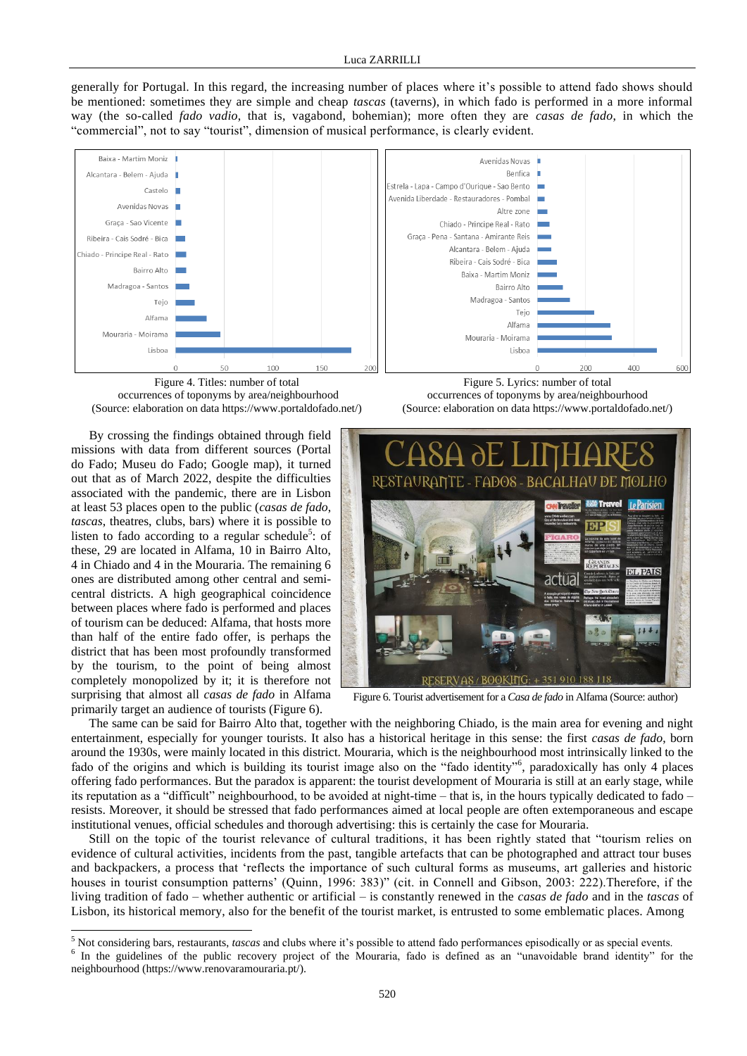generally for Portugal. In this regard, the increasing number of places where it's possible to attend fado shows should be mentioned: sometimes they are simple and cheap *tascas* (taverns), in which fado is performed in a more informal way (the so-called *fado vadio*, that is, vagabond, bohemian); more often they are *casas de fado*, in which the "commercial", not to say "tourist", dimension of musical performance, is clearly evident.

Figure 4. Titles: number of total occurrences of toponyms by area/neighbourhood (Source: elaboration on data https://www.portaldofado.net/)

Figure 5. Lyrics: number of total occurrences of toponyms by area/neighbourhood (Source: elaboration on data https://www.portaldofado.net/)

By crossing the findings obtained through field missions with data from different sources (Portal do Fado; Museu do Fado; Google map), it turned out that as of March 2022, despite the difficulties associated with the pandemic, there are in Lisbon at least 53 places open to the public (*casas de fado*, *tascas*, theatres, clubs, bars) where it is possible to listen to fado according to a regular schedule[5]: of these, 29 are located in Alfama, 10 in Bairro Alto, 4 in Chiado and 4 in the Mouraria. The remaining 6 ones are distributed among other central and semi-central districts. A high geographical coincidence between places where fado is performed and places of tourism can be deduced: Alfama, that hosts more than half of the entire fado offer, is perhaps the district that has been most profoundly transformed by the tourism, to the point of being almost completely monopolized by it; it is therefore not surprising that almost all *casas de fado* in Alfama primarily target an audience of tourists (Figure 6).

Figure 6. Tourist advertisement for a *Casa de fado* in Alfama (Source: author)

The same can be said for Bairro Alto that, together with the neighboring Chiado, is the main area for evening and night entertainment, especially for younger tourists. It also has a historical heritage in this sense: the first *casas de fado*, born around the 1930s, were mainly located in this district. Mouraria, which is the neighbourhood most intrinsically linked to the fado of the origins and which is building its tourist image also on the "fado identity"[6], paradoxically has only 4 places offering fado performances. But the paradox is apparent: the tourist development of Mouraria is still at an early stage, while its reputation as a "difficult" neighbourhood, to be avoided at night-time – that is, in the hours typically dedicated to fado – resists. Moreover, it should be stressed that fado performances aimed at local people are often extemporaneous and escape institutional venues, official schedules and thorough advertising: this is certainly the case for Mouraria.

Still on the topic of the tourist relevance of cultural traditions, it has been rightly stated that "tourism relies on evidence of cultural activities, incidents from the past, tangible artefacts that can be photographed and attract tour buses and backpackers, a process that 'reflects the importance of such cultural forms as museums, art galleries and historic houses in tourist consumption patterns' (Quinn, 1996: 383)" (cit. in Connell and Gibson, 2003: 222).Therefore, if the living tradition of fado – whether authentic or artificial – is constantly renewed in the *casas de fado* and in the *tascas* of Lisbon, its historical memory, also for the benefit of the tourist market, is entrusted to some emblematic places. Among

---

[5] Not considering bars, restaurants, *tascas* and clubs where it's possible to attend fado performances episodically or as special events.

[6] In the guidelines of the public recovery project of the Mouraria, fado is defined as an "unavoidable brand identity" for the neighbourhood (https://www.renovaramouraria.pt/).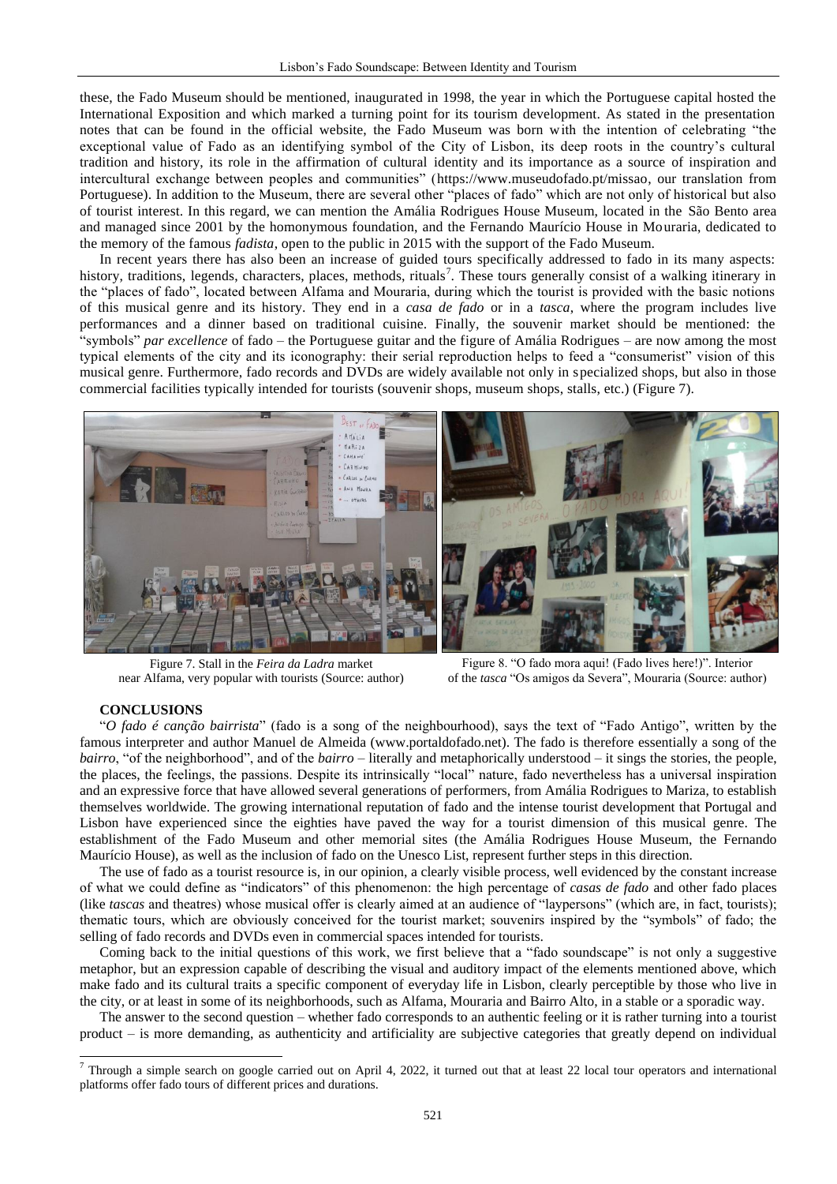these, the Fado Museum should be mentioned, inaugurated in 1998, the year in which the Portuguese capital hosted the International Exposition and which marked a turning point for its tourism development. As stated in the presentation notes that can be found in the official website, the Fado Museum was born with the intention of celebrating "the exceptional value of Fado as an identifying symbol of the City of Lisbon, its deep roots in the country's cultural tradition and history, its role in the affirmation of cultural identity and its importance as a source of inspiration and intercultural exchange between peoples and communities" (https://www.museudofado.pt/missao, our translation from Portuguese). In addition to the Museum, there are several other "places of fado" which are not only of historical but also of tourist interest. In this regard, we can mention the Amália Rodrigues House Museum, located in the São Bento area and managed since 2001 by the homonymous foundation, and the Fernando Maurício House in Mouraria, dedicated to the memory of the famous *fadista,* open to the public in 2015 with the support of the Fado Museum.

In recent years there has also been an increase of guided tours specifically addressed to fado in its many aspects: history, traditions, legends, characters, places, methods, rituals[7]. These tours generally consist of a walking itinerary in the "places of fado", located between Alfama and Mouraria, during which the tourist is provided with the basic notions of this musical genre and its history. They end in a *casa de fado* or in a *tasca,* where the program includes live performances and a dinner based on traditional cuisine. Finally, the souvenir market should be mentioned: the "symbols" *par excellence* of fado – the Portuguese guitar and the figure of Amália Rodrigues – are now among the most typical elements of the city and its iconography: their serial reproduction helps to feed a "consumerist" vision of this musical genre. Furthermore, fado records and DVDs are widely available not only in specialized shops, but also in those commercial facilities typically intended for tourists (souvenir shops, museum shops, stalls, etc.) (Figure 7).

Figure 7. Stall in the *Feira da Ladra* market near Alfama, very popular with tourists (Source: author)

Figure 8. "O fado mora aqui! (Fado lives here!)". Interior of the *tasca* "Os amigos da Severa", Mouraria (Source: author)

## CONCLUSIONS

"*O fado é canção bairrista*" (fado is a song of the neighbourhood), says the text of "Fado Antigo", written by the famous interpreter and author Manuel de Almeida (www.portaldofado.net). The fado is therefore essentially a song of the *bairro*, "of the neighborhood", and of the *bairro* – literally and metaphorically understood – it sings the stories, the people, the places, the feelings, the passions. Despite its intrinsically "local" nature, fado nevertheless has a universal inspiration and an expressive force that have allowed several generations of performers, from Amália Rodrigues to Mariza, to establish themselves worldwide. The growing international reputation of fado and the intense tourist development that Portugal and Lisbon have experienced since the eighties have paved the way for a tourist dimension of this musical genre. The establishment of the Fado Museum and other memorial sites (the Amália Rodrigues House Museum, the Fernando Maurício House), as well as the inclusion of fado on the Unesco List, represent further steps in this direction.

The use of fado as a tourist resource is, in our opinion, a clearly visible process, well evidenced by the constant increase of what we could define as "indicators" of this phenomenon: the high percentage of *casas de fado* and other fado places (like *tascas* and theatres) whose musical offer is clearly aimed at an audience of "laypersons" (which are, in fact, tourists); thematic tours, which are obviously conceived for the tourist market; souvenirs inspired by the "symbols" of fado; the selling of fado records and DVDs even in commercial spaces intended for tourists.

Coming back to the initial questions of this work, we first believe that a "fado soundscape" is not only a suggestive metaphor, but an expression capable of describing the visual and auditory impact of the elements mentioned above, which make fado and its cultural traits a specific component of everyday life in Lisbon, clearly perceptible by those who live in the city, or at least in some of its neighborhoods, such as Alfama, Mouraria and Bairro Alto, in a stable or a sporadic way.

The answer to the second question – whether fado corresponds to an authentic feeling or it is rather turning into a tourist product – is more demanding, as authenticity and artificiality are subjective categories that greatly depend on individual

[7] Through a simple search on google carried out on April 4, 2022, it turned out that at least 22 local tour operators and international platforms offer fado tours of different prices and durations.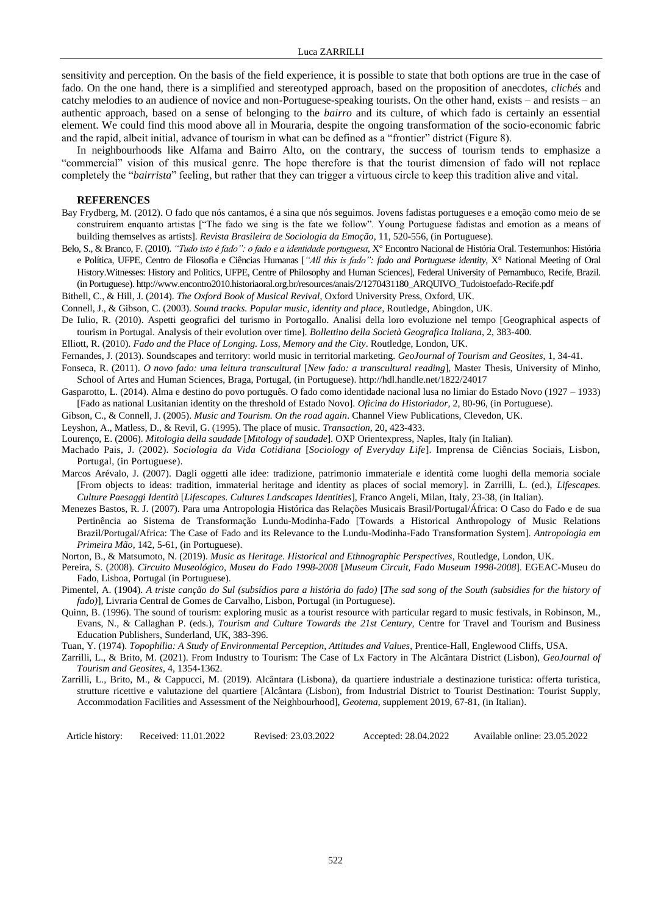sensitivity and perception. On the basis of the field experience, it is possible to state that both options are true in the case of fado. On the one hand, there is a simplified and stereotyped approach, based on the proposition of anecdotes, *clichés* and catchy melodies to an audience of novice and non-Portuguese-speaking tourists. On the other hand, exists – and resists – an authentic approach, based on a sense of belonging to the *bairro* and its culture, of which fado is certainly an essential element. We could find this mood above all in Mouraria, despite the ongoing transformation of the socio-economic fabric and the rapid, albeit initial, advance of tourism in what can be defined as a "frontier" district (Figure 8).

In neighbourhoods like Alfama and Bairro Alto, on the contrary, the success of tourism tends to emphasize a "commercial" vision of this musical genre. The hope therefore is that the tourist dimension of fado will not replace completely the "*bairrista*" feeling, but rather that they can trigger a virtuous circle to keep this tradition alive and vital.

**REFERENCES**

Bay Frydberg, M. (2012). O fado que nós cantamos, é a sina que nós seguimos. Jovens fadistas portugueses e a emoção como meio de se construírem enquanto artistas ["The fado we sing is the fate we follow". Young Portuguese fadistas and emotion as a means of building themselves as artists]. *Revista Brasileira de Sociologia da Emoção*, 11, 520-556, (in Portuguese).

Belo, S., & Branco, F. (2010). *"Tudo isto é fado": o fado e a identidade portuguesa*, X° Encontro Nacional de História Oral. Testemunhos: História e Política, UFPE, Centro de Filosofia e Ciências Humanas [*"All this is fado": fado and Portuguese identity*, X° National Meeting of Oral History.Witnesses: History and Politics, UFPE, Centre of Philosophy and Human Sciences], Federal University of Pernambuco, Recife, Brazil. (in Portuguese). http://www.encontro2010.historiaoral.org.br/resources/anais/2/1270431180_ARQUIVO_Tudoistoefado-Recife.pdf

Bithell, C., & Hill, J. (2014). *The Oxford Book of Musical Revival*, Oxford University Press, Oxford, UK.

Connell, J., & Gibson, C. (2003). *Sound tracks. Popular music, identity and place*, Routledge, Abingdon, UK.

De Iulio, R. (2010). Aspetti geografici del turismo in Portogallo. Analisi della loro evoluzione nel tempo [Geographical aspects of tourism in Portugal. Analysis of their evolution over time]. *Bollettino della Società Geografica Italiana*, 2, 383-400.

Elliott, R. (2010). *Fado and the Place of Longing. Loss, Memory and the City*. Routledge, London, UK.

Fernandes, J. (2013). Soundscapes and territory: world music in territorial marketing. *GeoJournal of Tourism and Geosites*, 1, 34-41.

Fonseca, R. (2011). *O novo fado: uma leitura transcultural* [*New fado: a transcultural reading*], Master Thesis, University of Minho, School of Artes and Human Sciences, Braga, Portugal, (in Portuguese). http://hdl.handle.net/1822/24017

Gasparotto, L. (2014). Alma e destino do povo português. O fado como identidade nacional lusa no limiar do Estado Novo (1927 – 1933) [Fado as national Lusitanian identity on the threshold of Estado Novo]. *Oficina do Historiador*, 2, 80-96, (in Portuguese).

Gibson, C., & Connell, J. (2005). *Music and Tourism. On the road again*. Channel View Publications, Clevedon, UK.

Leyshon, A., Matless, D., & Revil, G. (1995). The place of music. *Transaction*, 20, 423-433.

Lourenço, E. (2006). *Mitologia della saudade* [*Mitology of saudade*]. OXP Orientexpress, Naples, Italy (in Italian).

Machado Pais, J. (2002). *Sociologia da Vida Cotidiana* [*Sociology of Everyday Life*]. Imprensa de Ciências Sociais, Lisbon, Portugal, (in Portuguese).

Marcos Arévalo, J. (2007). Dagli oggetti alle idee: tradizione, patrimonio immateriale e identità come luoghi della memoria sociale [From objects to ideas: tradition, immaterial heritage and identity as places of social memory]. in Zarrilli, L. (ed.), *Lifescapes. Culture Paesaggi Identità* [*Lifescapes. Cultures Landscapes Identities*], Franco Angeli, Milan, Italy, 23-38, (in Italian).

Menezes Bastos, R. J. (2007). Para uma Antropologia Histórica das Relações Musicais Brasil/Portugal/África: O Caso do Fado e de sua Pertinência ao Sistema de Transformação Lundu-Modinha-Fado [Towards a Historical Anthropology of Music Relations Brazil/Portugal/Africa: The Case of Fado and its Relevance to the Lundu-Modinha-Fado Transformation System]. *Antropologia em Primeira Mão*, 142, 5-61, (in Portuguese).

Norton, B., & Matsumoto, N. (2019). *Music as Heritage. Historical and Ethnographic Perspectives*, Routledge, London, UK.

Pereira, S. (2008). *Circuito Museológico, Museu do Fado 1998-2008* [*Museum Circuit, Fado Museum 1998-2008*]. EGEAC-Museu do Fado, Lisboa, Portugal (in Portuguese).

Pimentel, A. (1904). *A triste canção do Sul (subsídios para a história do fado)* [*The sad song of the South (subsidies for the history of fado)*], Livraria Central de Gomes de Carvalho, Lisbon, Portugal (in Portuguese).

Quinn, B. (1996). The sound of tourism: exploring music as a tourist resource with particular regard to music festivals, in Robinson, M., Evans, N., & Callaghan P. (eds.), *Tourism and Culture Towards the 21st Century*, Centre for Travel and Tourism and Business Education Publishers, Sunderland, UK, 383-396.

Tuan, Y. (1974). *Topophilia: A Study of Environmental Perception, Attitudes and Values*, Prentice-Hall, Englewood Cliffs, USA.

Zarrilli, L., & Brito, M. (2021). From Industry to Tourism: The Case of Lx Factory in The Alcântara District (Lisbon), *GeoJournal of Tourism and Geosites*, 4, 1354-1362.

Zarrilli, L., Brito, M., & Cappucci, M. (2019). Alcântara (Lisbona), da quartiere industriale a destinazione turistica: offerta turistica, strutture ricettive e valutazione del quartiere [Alcântara (Lisbon), from Industrial District to Tourist Destination: Tourist Supply, Accommodation Facilities and Assessment of the Neighbourhood], *Geotema*, supplement 2019, 67-81, (in Italian).

Article history: Received: 11.01.2022 Revised: 23.03.2022 Accepted: 28.04.2022 Available online: 23.05.2022